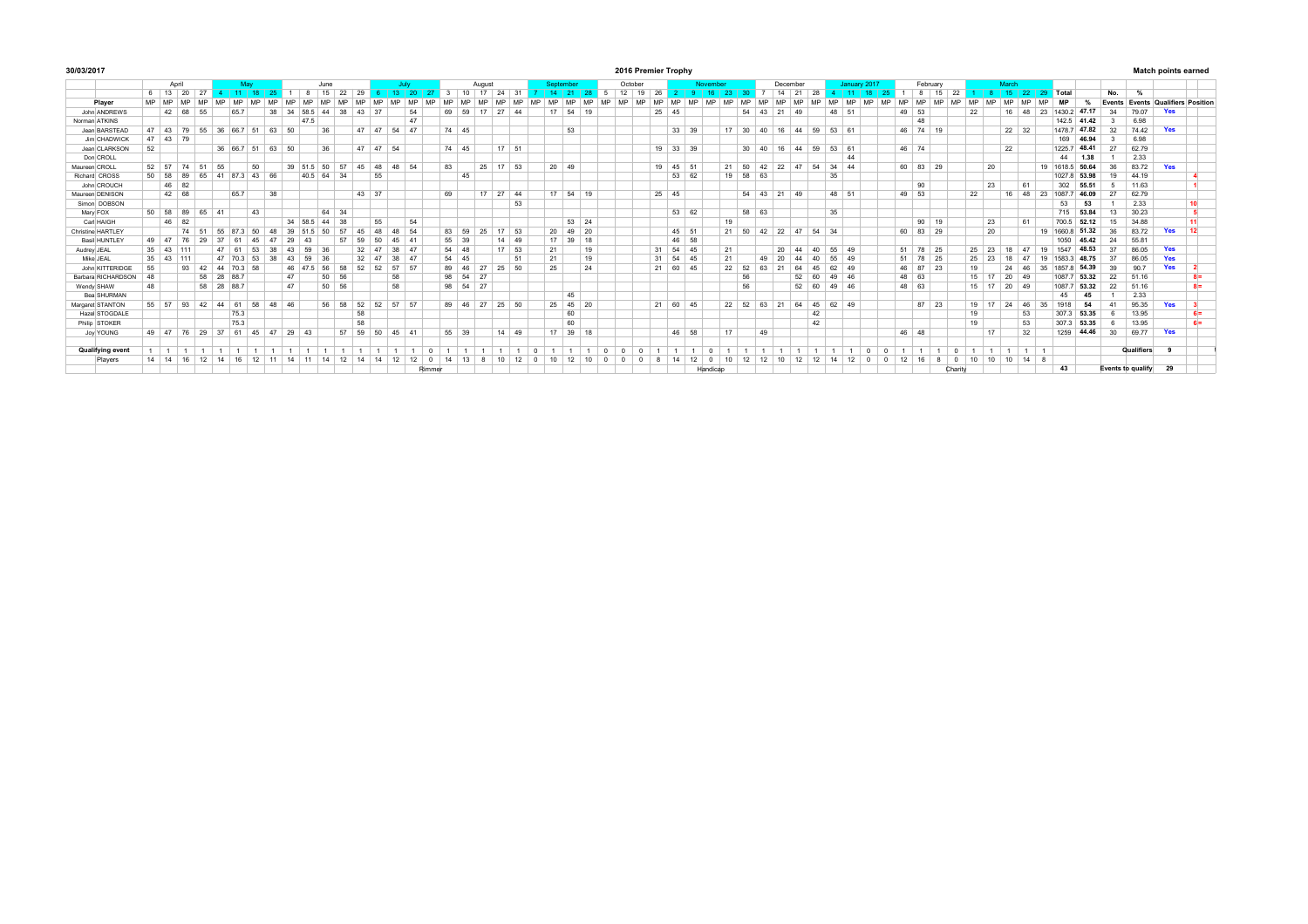# 2016 Premier Trophy

30/03/2017

**Match points earned**

| | April | | | | May | | | | June | | | | | July | | | | August | | | | | September | | | | October | | | | November | | | | | December | | | | January 2017 | | | | February | | | | March | | | | | | | | | | |
|---|---|---|---|---|---|---|---|---|---|---|---|---|---|---|---|---|---|---|---|---|---|---|---|---|---|---|---|---|---|---|---|---|---|---|---|---|---|---|---|---|---|---|---|---|---|---|---|---|---|---|---|---|---|---|---|---|---|---|
| | 6 | 13 | 20 | 27 | 4 | 11 | 18 | 25 | 1 | 8 | 15 | 22 | 29 | 6 | 13 | 20 | 27 | 3 | 10 | 17 | 24 | 31 | 7 | 14 | 21 | 28 | 5 | 12 | 19 | 26 | 2 | 9 | 16 | 23 | 30 | 7 | 14 | 21 | 28 | 4 | 11 | 18 | 25 | 1 | 8 | 15 | 22 | 1 | 8 | 15 | 22 | 29 | Total | | No. | % | | |
| Player | MP | MP | MP | MP | MP | MP | MP | MP | MP | MP | MP | MP | MP | MP | MP | MP | MP | MP | MP | MP | MP | MP | MP | MP | MP | MP | MP | MP | MP | MP | MP | MP | MP | MP | MP | MP | MP | MP | MP | MP | MP | MP | MP | MP | MP | MP | MP | MP | MP | MP | MP | MP | MP | % | Events | Events | Qualifiers | Position |
| John ANDREWS | | 42 | 68 | 55 | | 65.7 | | 38 | 34 | 58.5 | 44 | 38 | 43 | 37 | | 54 | | 69 | 59 | 17 | 27 | 44 | | 17 | 54 | 19 | | | | 25 | 45 | | | | 54 | 43 | 21 | 49 | | 48 | 51 | | | 49 | 53 | | | 22 | | 16 | 48 | 23 | 1430.2 | 47.17 | 34 | 79.07 | Yes | |
| Norman ATKINS | | | | | | | | | | 47.5 | | | | | | 47 | | | | | | | | | | | | | | | | | | | | | | | | | | | | | 48 | | | | | | | | 142.5 | 41.42 | 3 | 6.98 | | |
| Jean BARNSTEAD | 47 | 43 | 79 | 55 | 36 | 66.7 | 51 | 63 | 50 | | 36 | | 47 | 47 | 54 | 47 | | 74 | 45 | | | | | | 53 | | | | | | 33 | 39 | | 17 | 30 | 40 | 16 | 44 | 59 | 53 | 61 | | | 46 | 74 | 19 | | | | 22 | 32 | | 1478.7 | 47.82 | 32 | 74.42 | Yes | |
| Jim CHADWICK | 47 | 43 | 79 | | | | | | | | | | | | | | | | | | | | | | | | | | | | | | | | | | | | | | | | | | | | | | | | | | 169 | 46.94 | 3 | 6.98 | | |
| Jean CLARKSON | 52 | | | | 36 | 66.7 | 51 | 63 | 50 | | 36 | | 47 | 47 | 54 | | | 74 | 45 | | 17 | 51 | | | | | | | | 19 | 33 | 39 | | | 30 | 40 | 16 | 44 | 59 | 53 | 61 | | | 46 | 74 | | | | | 22 | | | 1225.7 | 48.41 | 27 | 62.79 | | |
| Don CROLL | | | | | | | | | | | | | | | | | | | | | | | | | | | | | | | | | | | | | | | | | 44 | | | | | | | | | | | | 44 | 1.38 | 1 | 2.33 | | |
| Maureen CROLL | 52 | 57 | 74 | 51 | 55 | | 50 | | 39 | 51.5 | 50 | 57 | 45 | 48 | 48 | 54 | | 83 | | 25 | 17 | 53 | | 20 | 49 | | | | | 19 | 45 | 51 | | 21 | 50 | 42 | 22 | 47 | 54 | 34 | 44 | | | 60 | 83 | 29 | | | 20 | | | 19 | 1618.5 | 50.64 | 36 | 83.72 | Yes | |
| Richard CROSS | 50 | 58 | 89 | 65 | 41 | 87.3 | 43 | 66 | | 40.5 | 64 | 34 | | 55 | | | | | 45 | | | | | | | | | | | | 53 | 62 | | 19 | 58 | 63 | | | | 35 | | | | | | | | | | | | | 1027.8 | 53.98 | 19 | 44.19 | | 4 |
| John CROUCH | | 46 | 82 | | | | | | | | | | | | | | | | | | | | | | | | | | | | | | | | | | | | | | | | | | 90 | | | | 23 | | 61 | | 302 | 55.51 | 5 | 11.63 | | 1 |
| Maureen DENISON | | 42 | 68 | | | 65.7 | | 38 | | | | | 43 | 37 | | | | 69 | | 17 | 27 | 44 | | 17 | 54 | 19 | | | | 25 | 45 | | | | 54 | 43 | 21 | 49 | | 48 | 51 | | | 49 | 53 | | | 22 | | 16 | 48 | 23 | 1087.7 | 46.09 | 27 | 62.79 | | |
| Simon DOBSON | | | | | | | | | | | | | | | | | | | | | | 53 | | | | | | | | | | | | | | | | | | | | | | | | | | | | | | | 53 | 53 | 1 | 2.33 | | 10 |
| Mary FOX | 50 | 58 | 89 | 65 | 41 | | 43 | | | | 64 | 34 | | | | | | | | | | | | | | | | | | | 53 | 62 | | | 58 | 63 | | | | 35 | | | | | | | | | | | | | 715 | 53.84 | 13 | 30.23 | | 5 |
| Carl HAIGH | | 46 | 82 | | | | | | 34 | 58.5 | 44 | 38 | | 55 | | 54 | | | | | | | | | 53 | 24 | | | | | | | | 19 | | | | | | | | | | | 90 | 19 | | | 23 | | 61 | | 700.5 | 52.12 | 15 | 34.88 | | 11 |
| Christine HARTLEY | | | 74 | 51 | 55 | 87.3 | 50 | 48 | 39 | 51.5 | 50 | 57 | 45 | 48 | 48 | 54 | | 83 | 59 | 25 | 17 | 53 | | 20 | 49 | 20 | | | | | 45 | 51 | | 21 | 50 | 42 | 22 | 47 | 54 | 34 | | | | 60 | 83 | 29 | | | 20 | | | 19 | 1660.8 | 51.32 | 36 | 83.72 | Yes | 12 |
| Basil HUNTLEY | 49 | 47 | 76 | 29 | 37 | 61 | 45 | 47 | 29 | 43 | | 57 | 59 | 50 | 45 | 41 | | 55 | 39 | | 14 | 49 | | 17 | 39 | 18 | | | | | 46 | 58 | | | | | | | | | | | | | | | | | | | | | 1050 | 45.42 | 24 | 55.81 | | |
| Audrey JEAL | 35 | 43 | 111 | | 47 | 61 | 53 | 38 | 43 | 59 | 36 | | 32 | 47 | 38 | 47 | | 54 | 48 | | 17 | 53 | | 21 | | 19 | | | | 31 | 54 | 45 | | 21 | | | 20 | 44 | 40 | 55 | 49 | | | 51 | 78 | 25 | | 25 | 23 | 18 | 47 | 19 | 1547 | 48.53 | 37 | 86.05 | Yes | |
| Mike JEAL | 35 | 43 | 111 | | 47 | 70.3 | 53 | 38 | 43 | 59 | 36 | | 32 | 47 | 38 | 47 | | 54 | 45 | | | 51 | | 21 | | 19 | | | | 31 | 54 | 45 | | 21 | | 49 | 20 | 44 | 40 | 55 | 49 | | | 51 | 78 | 25 | | 25 | 23 | 18 | 47 | 19 | 1583.3 | 48.75 | 37 | 86.05 | Yes | |
| John KITTERIDGE | 55 | | 93 | 42 | 44 | 70.3 | 58 | | 46 | 47.5 | 56 | 58 | 52 | 52 | 57 | 57 | | 89 | 46 | 27 | 25 | 50 | | 25 | | 24 | | | | 21 | 60 | 45 | | 22 | 52 | 63 | 21 | 64 | 45 | 62 | 49 | | | 46 | 87 | 23 | | 19 | | 24 | 46 | 35 | 1857.8 | 54.39 | 39 | 90.7 | Yes | 2 |
| Barbara RICHARDSON | 48 | | | 58 | 28 | 88.7 | | | 47 | | 50 | 56 | | | 58 | | | 98 | 54 | 27 | | | | | | | | | | | | | | | 56 | | | 52 | 60 | 49 | 46 | | | 48 | 63 | | | 15 | 17 | 20 | 49 | | 1087.7 | 53.32 | 22 | 51.16 | | 8= |
| Wendy SHAW | 48 | | | 58 | 28 | 88.7 | | | 47 | | 50 | 56 | | | 58 | | | 98 | 54 | 27 | | | | | | | | | | | | | | | 56 | | | 52 | 60 | 49 | 46 | | | 48 | 63 | | | 15 | 17 | 20 | 49 | | 1087.7 | 53.32 | 22 | 51.16 | | 8= |
| Bea SHURMAN | | | | | | | | | | | | | | | | | | | | | | | | | 45 | | | | | | | | | | | | | | | | | | | | | | | | | | | | 45 | 45 | 1 | 2.33 | | |
| Margaret STANTON | 55 | 57 | 93 | 42 | 44 | 61 | 58 | 48 | 46 | | 56 | 58 | 52 | 52 | 57 | 57 | | 89 | 46 | 27 | 25 | 50 | | 25 | 45 | 20 | | | | 21 | 60 | 45 | | 22 | 52 | 63 | 21 | 64 | 45 | 62 | 49 | | | | 87 | 23 | | 19 | 17 | 24 | 46 | 35 | 1918 | 54 | 41 | 95.35 | Yes | 3 |
| Hazel STOGDALE | | | | | | 75.3 | | | | | | | 58 | | | | | | | | | | | | 60 | | | | | | | | | | | | | | 42 | | | | | | | | | 19 | | | 53 | | 307.3 | 53.35 | 6 | 13.95 | | 6= |
| Philip STOKER | | | | | | 75.3 | | | | | | | 58 | | | | | | | | | | | | 60 | | | | | | | | | | | | | | 42 | | | | | | | | | 19 | | | 53 | | 307.3 | 53.35 | 6 | 13.95 | | 6= |
| Joy YOUNG | 49 | 47 | 76 | 29 | 37 | 61 | 45 | 47 | 29 | 43 | | 57 | 59 | 50 | 45 | 41 | | 55 | 39 | | 14 | 49 | | 17 | 39 | 18 | | | | | 46 | 58 | | 17 | | 49 | | | | | | | | 46 | 48 | | | | 17 | | 32 | | 1259 | 44.46 | 30 | 69.77 | Yes | |
| | | | | | | | | | | | | | | | | | | | | | | | | | | | | | | | | | | | | | | | | | | | | | | | | | | | | | | | | | | |
| Qualifying event | 1 | 1 | 1 | 1 | 1 | 1 | 1 | 1 | 1 | 1 | 1 | 1 | 1 | 1 | 1 | 1 | 0 | 1 | 1 | 1 | 1 | 1 | 0 | 1 | 1 | 1 | 0 | 0 | 0 | 1 | 1 | 1 | 0 | 1 | 1 | 1 | 1 | 1 | 1 | 1 | 1 | 0 | 0 | 1 | 1 | 1 | 0 | 1 | 1 | 1 | 1 | 1 | | | | Qualifiers | 9 | |
| Players | 14 | 14 | 16 | 12 | 14 | 16 | 12 | 11 | 14 | 11 | 14 | 12 | 14 | 14 | 12 | 12 | 0 | 14 | 13 | 8 | 10 | 12 | 0 | 10 | 12 | 10 | 0 | 0 | 0 | 8 | 14 | 12 | 0 | 10 | 12 | 12 | 10 | 12 | 12 | 14 | 12 | 0 | 0 | 12 | 16 | 8 | 0 | 10 | 10 | 10 | 14 | 8 | | | | | | |
| | | | | | | | | | | | | | | | | Rimmer | | | | | | | | | | | | | | | | | Handicap | | | | | | | | | | | | | | Charity | | | | | | 43 | | Events to qualify | | 29 | |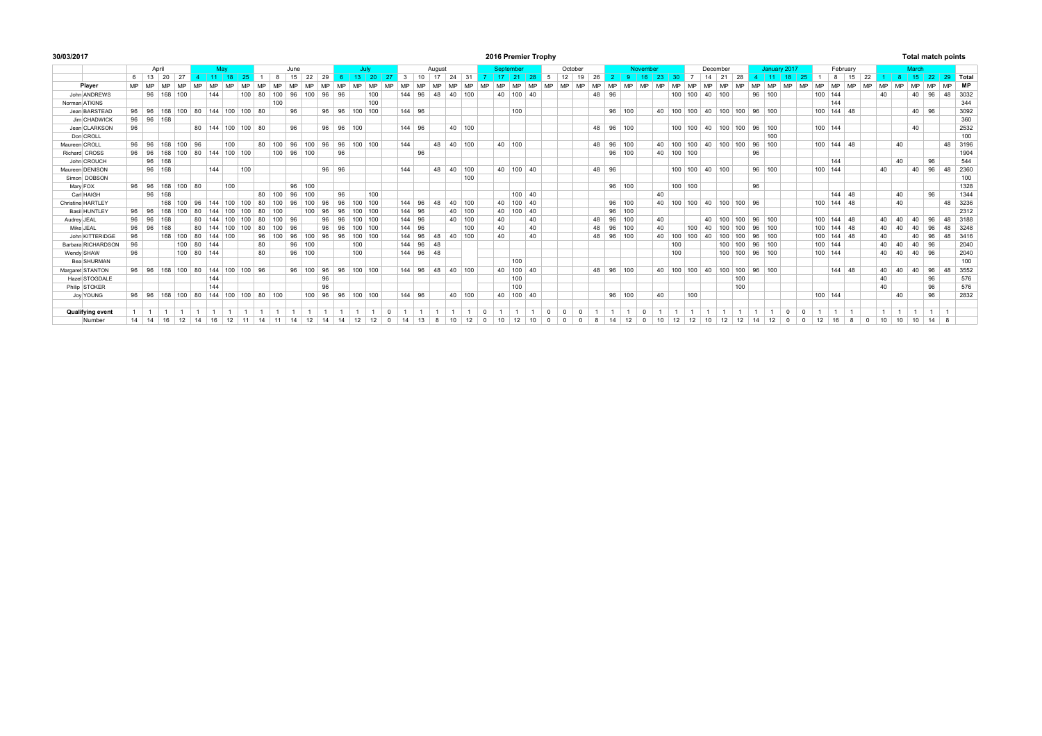30/03/2017

# 2016 Premier Trophy

**Total match points**

| | | April | | | | May | | | | June | | | | | July | | | | August | | | | | September | | | | October | | | | November | | | | | December | | | | January 2017 | | | | February | | | | March | | | | | |
|---|---|---|---|---|---|---|---|---|---|---|---|---|---|---|---|---|---|---|---|---|---|---|---|---|---|---|---|---|---|---|---|---|---|---|---|---|---|---|---|---|---|---|---|---|---|---|---|---|---|---|---|---|---|---|
| | | 6 | 13 | 20 | 27 | 4 | 11 | 18 | 25 | 1 | 8 | 15 | 22 | 29 | 6 | 13 | 20 | 27 | 3 | 10 | 17 | 24 | 31 | 7 | 17 | 21 | 28 | 5 | 12 | 19 | 26 | 2 | 9 | 16 | 23 | 30 | 7 | 14 | 21 | 28 | 4 | 11 | 18 | 25 | 1 | 8 | 15 | 22 | 1 | 8 | 15 | 22 | 29 | Total |
| Player | | MP | MP | MP | MP | MP | MP | MP | MP | MP | MP | MP | MP | MP | MP | MP | MP | MP | MP | MP | MP | MP | MP | MP | MP | MP | MP | MP | MP | MP | MP | MP | MP | MP | MP | MP | MP | MP | MP | MP | MP | MP | MP | MP | MP | MP | MP | MP | MP | MP | MP | MP | MP | MP |
| John | ANDREWS | | 96 | 168 | 100 | | 144 | | 100 | 80 | 100 | 96 | 100 | 96 | 96 | | 100 | | 144 | 96 | 48 | 40 | 100 | | 40 | 100 | 40 | | | | 48 | 96 | | | | 100 | 100 | 40 | 100 | | 96 | 100 | | | 100 | 144 | | | 40 | | 40 | 96 | 48 | 3032 |
| Norman | ATKINS | | | | | | | | | | 100 | | | | | | 100 | | | | | | | | | | | | | | | | | | | | | | | | | | | | | 144 | | | | | | | | 344 |
| Jean | BARSTEAD | 96 | 96 | 168 | 100 | 80 | 144 | 100 | 100 | 80 | | 96 | | 96 | 96 | 100 | 100 | | 144 | 96 | | | | | | 100 | | | | | | 96 | 100 | | 40 | 100 | 100 | 40 | 100 | 100 | 96 | 100 | | | 100 | 144 | 48 | | | | 40 | 96 | | 3092 |
| Jim | CHADWICK | 96 | 96 | 168 | | | | | | | | | | | | | | | | | | | | | | | | | | | | | | | | | | | | | | | | | | | | | | | | | | 360 |
| Jean | CLARKSON | 96 | | | | 80 | 144 | 100 | 100 | 80 | | 96 | | 96 | 96 | 100 | | | 144 | 96 | | 40 | 100 | | | | | | | | 48 | 96 | 100 | | | 100 | 100 | 40 | 100 | 100 | 96 | 100 | | | 100 | 144 | | | | | 40 | | | 2532 |
| Don | CROLL | | | | | | | | | | | | | | | | | | | | | | | | | | | | | | | | | | | | | | | | | 100 | | | | | | | | | | | | 100 |
| Maureen | CROLL | 96 | 96 | 168 | 100 | 96 | | 100 | | 80 | 100 | 96 | 100 | 96 | 96 | 100 | 100 | | 144 | | 48 | 40 | 100 | | 40 | 100 | | | | | 48 | 96 | 100 | | 40 | 100 | 100 | 40 | 100 | 100 | 96 | 100 | | | 100 | 144 | 48 | | | 40 | | | 48 | 3196 |
| Richard | CROSS | 96 | 96 | 168 | 100 | 80 | 144 | 100 | 100 | | 100 | 96 | 100 | | 96 | | | | | 96 | | | | | | | | | | | | 96 | 100 | | 40 | 100 | 100 | | | | 96 | | | | | | | | | | | | | 1904 |
| John | CROUCH | | 96 | 168 | | | | | | | | | | | | | | | | | | | | | | | | | | | | | | | | | | | | | | | | | | 144 | | | | 40 | | 96 | | 544 |
| Maureen | DENISON | | 96 | 168 | | | 144 | | 100 | | | | | 96 | 96 | | | | 144 | | 48 | 40 | 100 | | 40 | 100 | 40 | | | | 48 | 96 | | | | 100 | 100 | 40 | 100 | | 96 | 100 | | | 100 | 144 | | | 40 | | 40 | 96 | 48 | 2360 |
| Simon | DOBSON | | | | | | | | | | | | | | | | | | | | | | 100 | | | | | | | | | | | | | | | | | | | | | | | | | | | | | | | 100 |
| Mary | FOX | 96 | 96 | 168 | 100 | 80 | | 100 | | | | 96 | 100 | | | | | | | | | | | | | | | | | | | 96 | 100 | | | 100 | 100 | | | | 96 | | | | | | | | | | | | | 1328 |
| Carl | HAIGH | | 96 | 168 | | | | | | 80 | 100 | 96 | 100 | | 96 | | 100 | | | | | | | | | 100 | 40 | | | | | | | | 40 | | | | | | | | | | | 144 | 48 | | | 40 | | 96 | | 1344 |
| Christine | HARTLEY | | | 168 | 100 | 96 | 144 | 100 | 100 | 80 | 100 | 96 | 100 | 96 | 96 | 100 | 100 | | 144 | 96 | 48 | 40 | 100 | | 40 | 100 | 40 | | | | | 96 | 100 | | 40 | 100 | 100 | 40 | 100 | 100 | 96 | | | | 100 | 144 | 48 | | | 40 | | | 48 | 3236 |
| Basil | HUNTLEY | 96 | 96 | 168 | 100 | 80 | 144 | 100 | 100 | 80 | 100 | | 100 | 96 | 96 | 100 | 100 | | 144 | 96 | | 40 | 100 | | 40 | 100 | 40 | | | | | 96 | 100 | | | | | | | | | | | | | | | | | | | | | 2312 |
| Audrey | JEAL | 96 | 96 | 168 | | 80 | 144 | 100 | 100 | 80 | 100 | 96 | | 96 | 96 | 100 | 100 | | 144 | 96 | | 40 | 100 | | 40 | | 40 | | | | 48 | 96 | 100 | | 40 | | | 40 | 100 | 100 | 96 | 100 | | | 100 | 144 | 48 | | 40 | 40 | 40 | 96 | 48 | 3188 |
| Mike | JEAL | 96 | 96 | 168 | | 80 | 144 | 100 | 100 | 80 | 100 | 96 | | 96 | 96 | 100 | 100 | | 144 | 96 | | | 100 | | 40 | | 40 | | | | 48 | 96 | 100 | | 40 | | 100 | 40 | 100 | 100 | 96 | 100 | | | 100 | 144 | 48 | | 40 | 40 | 40 | 96 | 48 | 3248 |
| John | KITTERIDGE | 96 | | 168 | 100 | 80 | 144 | 100 | | 96 | 100 | 96 | 100 | 96 | 96 | 100 | 100 | | 144 | 96 | 48 | 40 | 100 | | 40 | | 40 | | | | 48 | 96 | 100 | | 40 | 100 | 100 | 40 | 100 | 100 | 96 | 100 | | | 100 | 144 | 48 | | 40 | | 40 | 96 | 48 | 3416 |
| Barbara | RICHARDSON | 96 | | | 100 | 80 | 144 | | | 80 | | 96 | 100 | | | | 100 | | 144 | 96 | 48 | | | | | | | | | | | | | | | 100 | | | 100 | 100 | 96 | 100 | | | 100 | 144 | | | 40 | 40 | 40 | 96 | | 2040 |
| Wendy | SHAW | 96 | | | 100 | 80 | 144 | | | 80 | | 96 | 100 | | | | 100 | | 144 | 96 | 48 | | | | | | | | | | | | | | | 100 | | | 100 | 100 | 96 | 100 | | | 100 | 144 | | | 40 | 40 | 40 | 96 | | 2040 |
| Bea | SHURMAN | | | | | | | | | | | | | | | | | | | | | | | | | 100 | | | | | | | | | | | | | | | | | | | | | | | | | | | | 100 |
| Margaret | STANTON | 96 | 96 | 168 | 100 | 80 | 144 | 100 | 100 | 96 | | 96 | 100 | 96 | 96 | 100 | 100 | | 144 | 96 | 48 | 40 | 100 | | 40 | 100 | 40 | | | | 48 | 96 | 100 | | 40 | 100 | 100 | 40 | 100 | 100 | 96 | 100 | | | | 144 | 48 | | 40 | 40 | 40 | 96 | 48 | 3552 |
| Hazel | STOGDALE | | | | | | 144 | | | | | | | 96 | | | | | | | | | | | | 100 | | | | | | | | | | | | | | 100 | | | | | | | | | 40 | | | 96 | | 576 |
| Philip | STOKER | | | | | | 144 | | | | | | | 96 | | | | | | | | | | | | 100 | | | | | | | | | | | | | | 100 | | | | | | | | | 40 | | | 96 | | 576 |
| Joy | YOUNG | 96 | 96 | 168 | 100 | 80 | 144 | 100 | 100 | 80 | 100 | | 100 | 96 | 96 | 100 | 100 | | 144 | 96 | | 40 | 100 | | 40 | 100 | 40 | | | | | 96 | 100 | | 40 | | 100 | | | | | | | | 100 | 144 | | | | 40 | | 96 | | 2832 |
| | | | | | | | | | | | | | | | | | | | | | | | | | | | | | | | | | | | | | | | | | | | | | | | | | | | | | | |
| Qualifying event | | 1 | 1 | 1 | 1 | 1 | 1 | 1 | 1 | 1 | 1 | 1 | 1 | 1 | 1 | 1 | 1 | 0 | 1 | 1 | 1 | 1 | 1 | 0 | 1 | 1 | 1 | 0 | 0 | 0 | 1 | 1 | 1 | 0 | 1 | 1 | 1 | 1 | 1 | 1 | 1 | 1 | 0 | 0 | 1 | 1 | 1 | 0 | 1 | 1 | 1 | 1 | 1 | |
| Number | | 14 | 14 | 16 | 12 | 14 | 16 | 12 | 11 | 14 | 11 | 14 | 12 | 14 | 14 | 12 | 12 | 0 | 14 | 13 | 8 | 10 | 12 | 0 | 10 | 12 | 10 | 0 | 0 | 0 | 8 | 14 | 12 | 0 | 10 | 12 | 12 | 10 | 12 | 12 | 14 | 12 | 0 | 0 | 12 | 16 | 8 | 0 | 10 | 10 | 10 | 14 | 8 | |